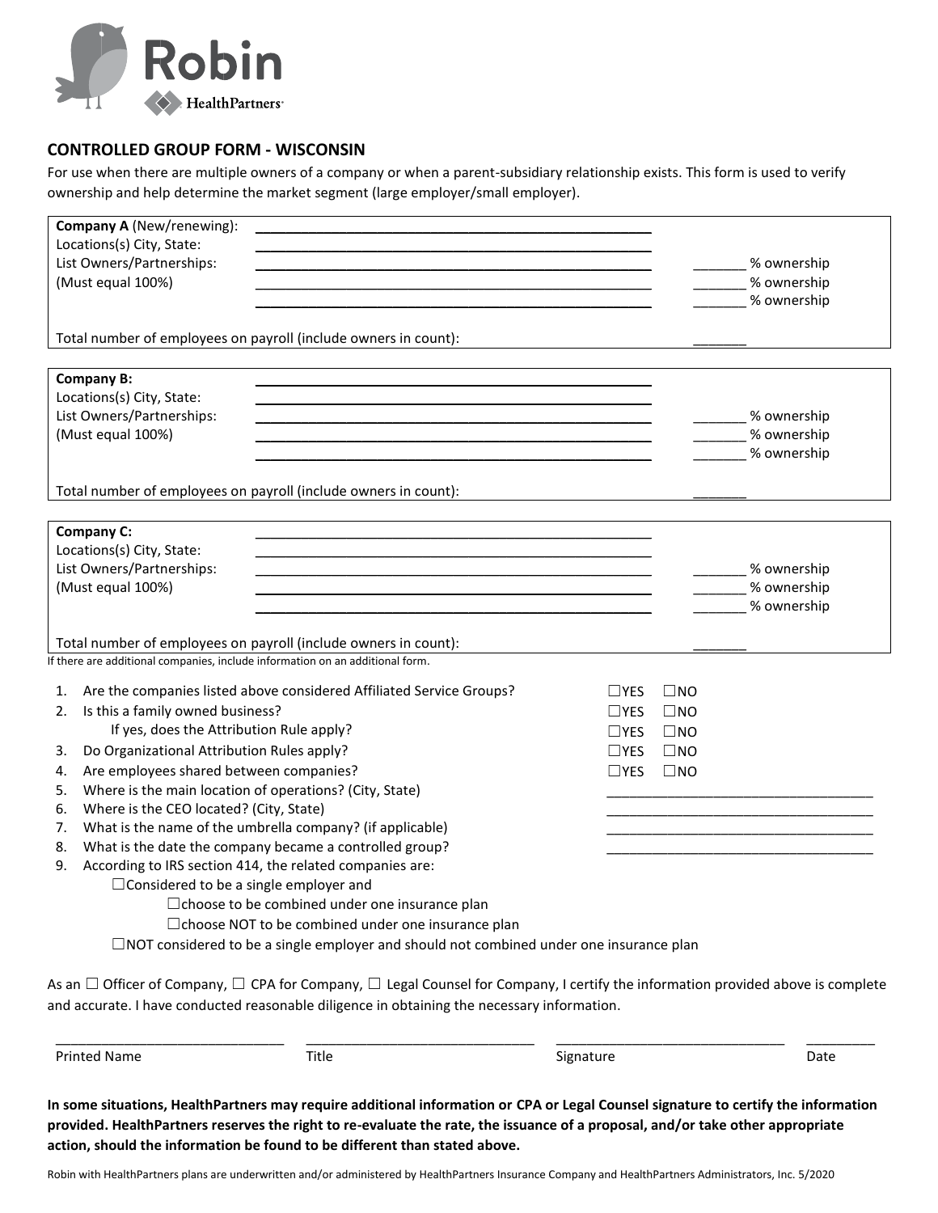Robin

HealthPartners

## CONTROLLED GROUP FORM - WISCONSIN

For use when there are multiple owners of a company or when a parent-subsidiary relationship exists. This form is used to verify ownership and help determine the market segment (large employer/small employer).

**Company A** (New/renewing): ____________________________________________
Locations(s) City, State: ____________________________________________
List Owners/Partnerships: ____________________________________________ _______ % ownership
(Must equal 100%) ____________________________________________ _______ % ownership
____________________________________________ _______ % ownership

Total number of employees on payroll (include owners in count): _______

**Company B:** ____________________________________________
Locations(s) City, State: ____________________________________________
List Owners/Partnerships: ____________________________________________ _______ % ownership
(Must equal 100%) ____________________________________________ _______ % ownership
____________________________________________ _______ % ownership

Total number of employees on payroll (include owners in count): _______

**Company C:** ____________________________________________
Locations(s) City, State: ____________________________________________
List Owners/Partnerships: ____________________________________________ _______ % ownership
(Must equal 100%) ____________________________________________ _______ % ownership
____________________________________________ _______ % ownership

Total number of employees on payroll (include owners in count): _______

If there are additional companies, include information on an additional form.

1. Are the companies listed above considered Affiliated Service Groups? ☐YES ☐NO
2. Is this a family owned business? ☐YES ☐NO
   If yes, does the Attribution Rule apply? ☐YES ☐NO
3. Do Organizational Attribution Rules apply? ☐YES ☐NO
4. Are employees shared between companies? ☐YES ☐NO
5. Where is the main location of operations? (City, State) ____________________________________
6. Where is the CEO located? (City, State) ____________________________________
7. What is the name of the umbrella company? (if applicable) ____________________________________
8. What is the date the company became a controlled group? ____________________________________
9. According to IRS section 414, the related companies are:
   ☐Considered to be a single employer and
      ☐choose to be combined under one insurance plan
      ☐choose NOT to be combined under one insurance plan
   ☐NOT considered to be a single employer and should not combined under one insurance plan

As an ☐ Officer of Company, ☐ CPA for Company, ☐ Legal Counsel for Company, I certify the information provided above is complete and accurate. I have conducted reasonable diligence in obtaining the necessary information.

| Printed Name | Title | Signature | Date |
|---|---|---|---|
| | | | |

**In some situations, HealthPartners may require additional information or CPA or Legal Counsel signature to certify the information provided. HealthPartners reserves the right to re-evaluate the rate, the issuance of a proposal, and/or take other appropriate action, should the information be found to be different than stated above.**

Robin with HealthPartners plans are underwritten and/or administered by HealthPartners Insurance Company and HealthPartners Administrators, Inc. 5/2020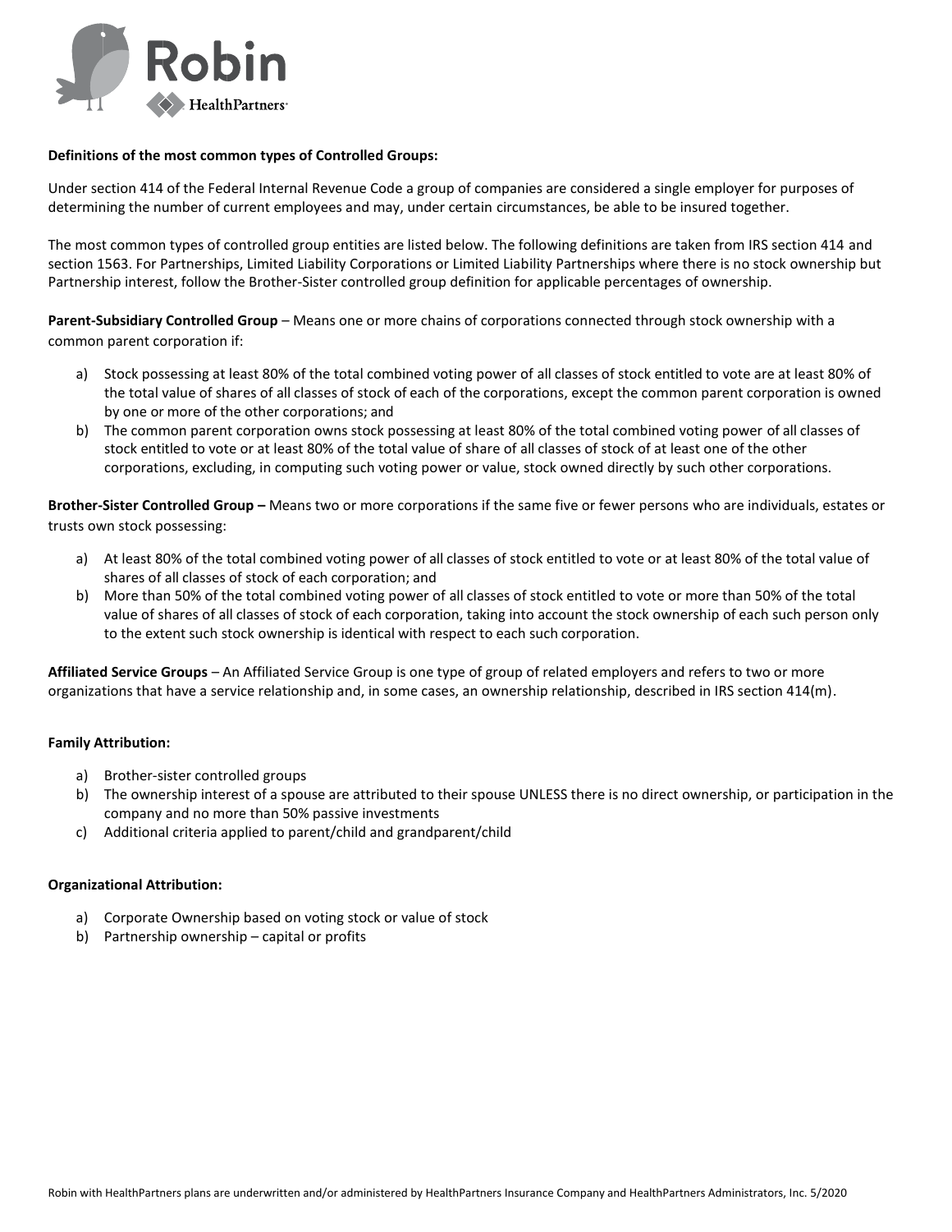**Definitions of the most common types of Controlled Groups:**

Under section 414 of the Federal Internal Revenue Code a group of companies are considered a single employer for purposes of determining the number of current employees and may, under certain circumstances, be able to be insured together.

The most common types of controlled group entities are listed below. The following definitions are taken from IRS section 414 and section 1563. For Partnerships, Limited Liability Corporations or Limited Liability Partnerships where there is no stock ownership but Partnership interest, follow the Brother-Sister controlled group definition for applicable percentages of ownership.

**Parent-Subsidiary Controlled Group** – Means one or more chains of corporations connected through stock ownership with a common parent corporation if:

a) Stock possessing at least 80% of the total combined voting power of all classes of stock entitled to vote are at least 80% of the total value of shares of all classes of stock of each of the corporations, except the common parent corporation is owned by one or more of the other corporations; and
b) The common parent corporation owns stock possessing at least 80% of the total combined voting power of all classes of stock entitled to vote or at least 80% of the total value of share of all classes of stock of at least one of the other corporations, excluding, in computing such voting power or value, stock owned directly by such other corporations.

**Brother-Sister Controlled Group –** Means two or more corporations if the same five or fewer persons who are individuals, estates or trusts own stock possessing:

a) At least 80% of the total combined voting power of all classes of stock entitled to vote or at least 80% of the total value of shares of all classes of stock of each corporation; and
b) More than 50% of the total combined voting power of all classes of stock entitled to vote or more than 50% of the total value of shares of all classes of stock of each corporation, taking into account the stock ownership of each such person only to the extent such stock ownership is identical with respect to each such corporation.

**Affiliated Service Groups** – An Affiliated Service Group is one type of group of related employers and refers to two or more organizations that have a service relationship and, in some cases, an ownership relationship, described in IRS section 414(m).

**Family Attribution:**

a) Brother-sister controlled groups
b) The ownership interest of a spouse are attributed to their spouse UNLESS there is no direct ownership, or participation in the company and no more than 50% passive investments
c) Additional criteria applied to parent/child and grandparent/child

**Organizational Attribution:**

a) Corporate Ownership based on voting stock or value of stock
b) Partnership ownership – capital or profits

Robin with HealthPartners plans are underwritten and/or administered by HealthPartners Insurance Company and HealthPartners Administrators, Inc. 5/2020